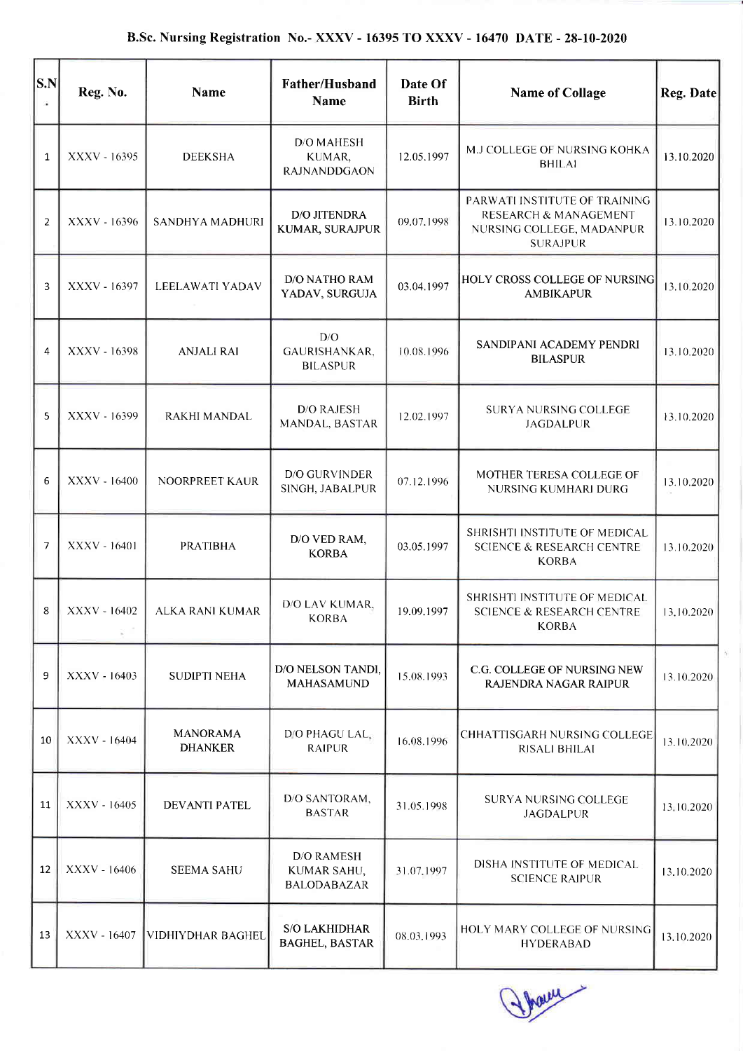# B.Sc. Nursing Registration No.- XXXV - 16395 TO XXXV - 16470 DATE - 28-10-2020

| S.N. | Reg. No. | Name | Father/Husband Name | Date Of Birth | Name of Collage | Reg. Date |
|---|---|---|---|---|---|---|
| 1 | XXXV - 16395 | DEEKSHA | D/O MAHESH KUMAR, RAJNANDDGAON | 12.05.1997 | M.J COLLEGE OF NURSING KOHKA BHILAI | 13.10.2020 |
| 2 | XXXV - 16396 | SANDHYA MADHURI | D/O JITENDRA KUMAR, SURAJPUR | 09.07.1998 | PARWATI INSTITUTE OF TRAINING RESEARCH & MANAGEMENT NURSING COLLEGE, MADANPUR SURAJPUR | 13.10.2020 |
| 3 | XXXV - 16397 | LEELAWATI YADAV | D/O NATHO RAM YADAV, SURGUJA | 03.04.1997 | HOLY CROSS COLLEGE OF NURSING AMBIKAPUR | 13.10.2020 |
| 4 | XXXV - 16398 | ANJALI RAI | D/O GAURISHANKAR, BILASPUR | 10.08.1996 | SANDIPANI ACADEMY PENDRI BILASPUR | 13.10.2020 |
| 5 | XXXV - 16399 | RAKHI MANDAL | D/O RAJESH MANDAL, BASTAR | 12.02.1997 | SURYA NURSING COLLEGE JAGDALPUR | 13.10.2020 |
| 6 | XXXV - 16400 | NOORPREET KAUR | D/O GURVINDER SINGH, JABALPUR | 07.12.1996 | MOTHER TERESA COLLEGE OF NURSING KUMHARI DURG | 13.10.2020 |
| 7 | XXXV - 16401 | PRATIBHA | D/O VED RAM, KORBA | 03.05.1997 | SHRISHTI INSTITUTE OF MEDICAL SCIENCE & RESEARCH CENTRE KORBA | 13.10.2020 |
| 8 | XXXV - 16402 | ALKA RANI KUMAR | D/O LAV KUMAR, KORBA | 19.09.1997 | SHRISHTI INSTITUTE OF MEDICAL SCIENCE & RESEARCH CENTRE KORBA | 13.10.2020 |
| 9 | XXXV - 16403 | SUDIPTI NEHA | D/O NELSON TANDI, MAHASAMUND | 15.08.1993 | C.G. COLLEGE OF NURSING NEW RAJENDRA NAGAR RAIPUR | 13.10.2020 |
| 10 | XXXV - 16404 | MANORAMA DHANKER | D/O PHAGU LAL, RAIPUR | 16.08.1996 | CHHATTISGARH NURSING COLLEGE RISALI BHILAI | 13.10.2020 |
| 11 | XXXV - 16405 | DEVANTI PATEL | D/O SANTORAM, BASTAR | 31.05.1998 | SURYA NURSING COLLEGE JAGDALPUR | 13.10.2020 |
| 12 | XXXV - 16406 | SEEMA SAHU | D/O RAMESH KUMAR SAHU, BALODABAZAR | 31.07.1997 | DISHA INSTITUTE OF MEDICAL SCIENCE RAIPUR | 13.10.2020 |
| 13 | XXXV - 16407 | VIDHIYDHAR BAGHEL | S/O LAKHIDHAR BAGHEL, BASTAR | 08.03.1993 | HOLY MARY COLLEGE OF NURSING HYDERABAD | 13.10.2020 |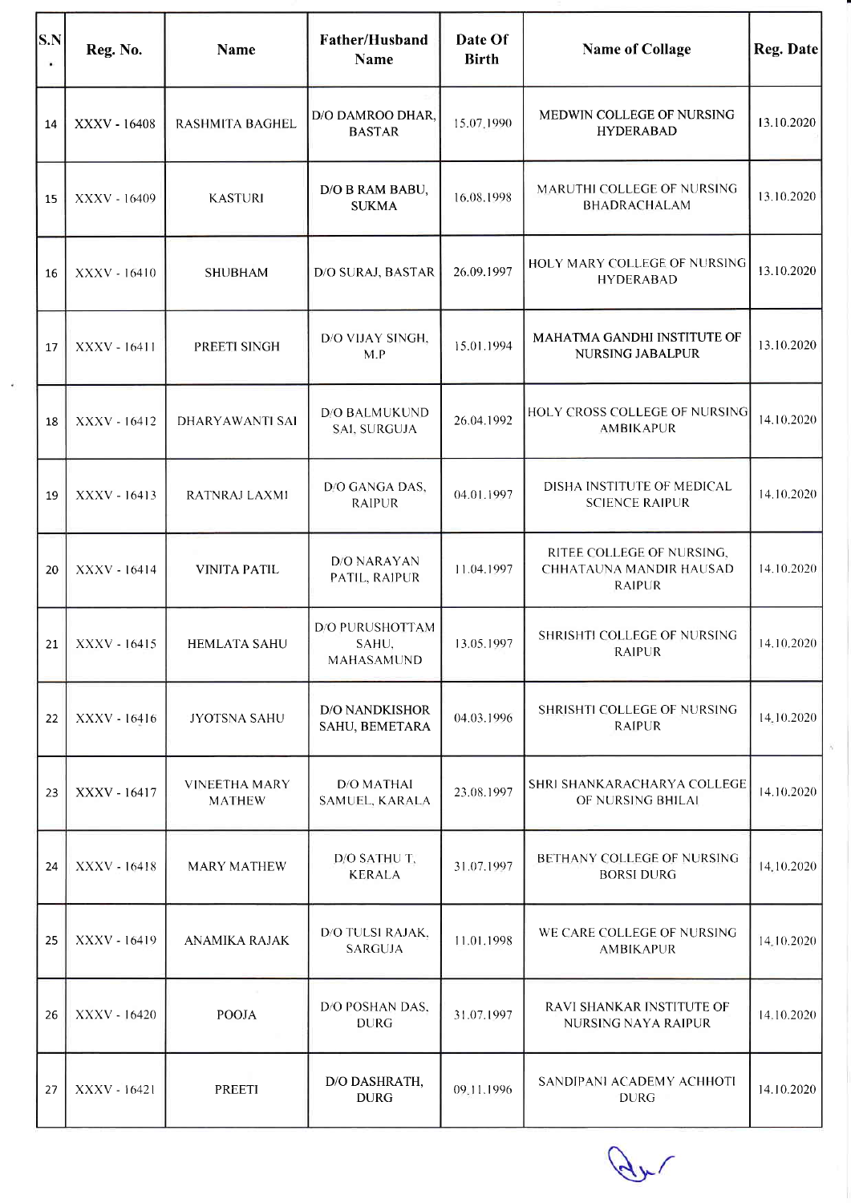| S.N. | Reg. No. | Name | Father/Husband Name | Date Of Birth | Name of Collage | Reg. Date |
|---|---|---|---|---|---|---|
| 14 | XXXV - 16408 | RASHMITA BAGHEL | D/O DAMROO DHAR, BASTAR | 15.07.1990 | MEDWIN COLLEGE OF NURSING HYDERABAD | 13.10.2020 |
| 15 | XXXV - 16409 | KASTURI | D/O B RAM BABU, SUKMA | 16.08.1998 | MARUTHI COLLEGE OF NURSING BHADRACHALAM | 13.10.2020 |
| 16 | XXXV - 16410 | SHUBHAM | D/O SURAJ, BASTAR | 26.09.1997 | HOLY MARY COLLEGE OF NURSING HYDERABAD | 13.10.2020 |
| 17 | XXXV - 16411 | PREETI SINGH | D/O VIJAY SINGH, M.P | 15.01.1994 | MAHATMA GANDHI INSTITUTE OF NURSING JABALPUR | 13.10.2020 |
| 18 | XXXV - 16412 | DHARYAWANTI SAI | D/O BALMUKUND SAI, SURGUJA | 26.04.1992 | HOLY CROSS COLLEGE OF NURSING AMBIKAPUR | 14.10.2020 |
| 19 | XXXV - 16413 | RATNRAJ LAXMI | D/O GANGA DAS, RAIPUR | 04.01.1997 | DISHA INSTITUTE OF MEDICAL SCIENCE RAIPUR | 14.10.2020 |
| 20 | XXXV - 16414 | VINITA PATIL | D/O NARAYAN PATIL, RAIPUR | 11.04.1997 | RITEE COLLEGE OF NURSING, CHHATAUNA MANDIR HAUSAD RAIPUR | 14.10.2020 |
| 21 | XXXV - 16415 | HEMLATA SAHU | D/O PURUSHOTTAM SAHU, MAHASAMUND | 13.05.1997 | SHRISHTI COLLEGE OF NURSING RAIPUR | 14.10.2020 |
| 22 | XXXV - 16416 | JYOTSNA SAHU | D/O NANDKISHOR SAHU, BEMETARA | 04.03.1996 | SHRISHTI COLLEGE OF NURSING RAIPUR | 14.10.2020 |
| 23 | XXXV - 16417 | VINEETHA MARY MATHEW | D/O MATHAI SAMUEL, KARALA | 23.08.1997 | SHRI SHANKARACHARYA COLLEGE OF NURSING BHILAI | 14.10.2020 |
| 24 | XXXV - 16418 | MARY MATHEW | D/O SATHU T, KERALA | 31.07.1997 | BETHANY COLLEGE OF NURSING BORSI DURG | 14.10.2020 |
| 25 | XXXV - 16419 | ANAMIKA RAJAK | D/O TULSI RAJAK, SARGUJA | 11.01.1998 | WE CARE COLLEGE OF NURSING AMBIKAPUR | 14.10.2020 |
| 26 | XXXV - 16420 | POOJA | D/O POSHAN DAS, DURG | 31.07.1997 | RAVI SHANKAR INSTITUTE OF NURSING NAYA RAIPUR | 14.10.2020 |
| 27 | XXXV - 16421 | PREETI | D/O DASHRATH, DURG | 09.11.1996 | SANDIPANI ACADEMY ACHHOTI DURG | 14.10.2020 |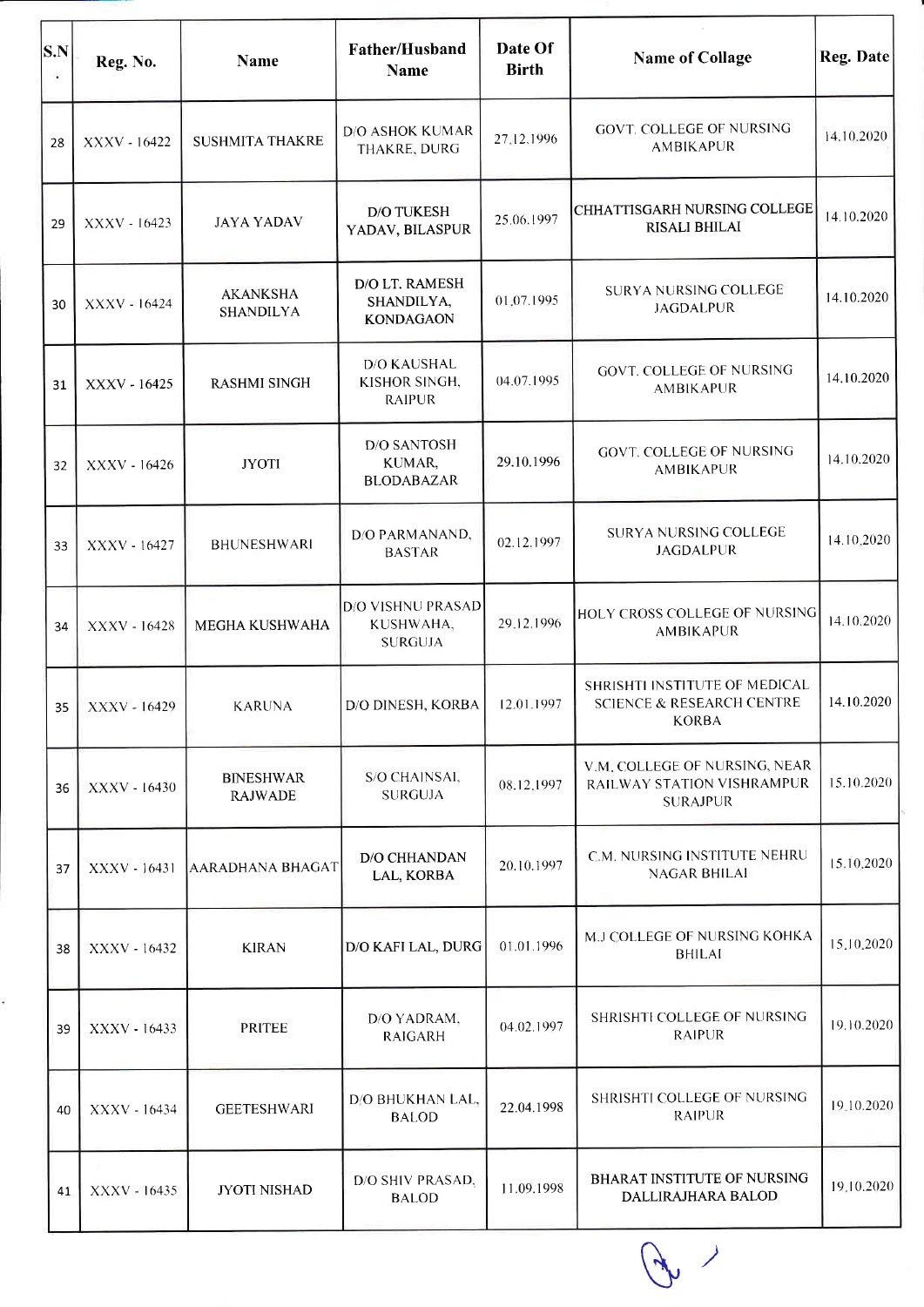| S.N. | Reg. No. | Name | Father/Husband Name | Date Of Birth | Name of Collage | Reg. Date |
|---|---|---|---|---|---|---|
| 28 | XXXV - 16422 | SUSHMITA THAKRE | D/O ASHOK KUMAR THAKRE, DURG | 27.12.1996 | GOVT. COLLEGE OF NURSING AMBIKAPUR | 14.10.2020 |
| 29 | XXXV - 16423 | JAYA YADAV | D/O TUKESH YADAV, BILASPUR | 25.06.1997 | CHHATTISGARH NURSING COLLEGE RISALI BHILAI | 14.10.2020 |
| 30 | XXXV - 16424 | AKANKSHA SHANDILYA | D/O LT. RAMESH SHANDILYA, KONDAGAON | 01.07.1995 | SURYA NURSING COLLEGE JAGDALPUR | 14.10.2020 |
| 31 | XXXV - 16425 | RASHMI SINGH | D/O KAUSHAL KISHOR SINGH, RAIPUR | 04.07.1995 | GOVT. COLLEGE OF NURSING AMBIKAPUR | 14.10.2020 |
| 32 | XXXV - 16426 | JYOTI | D/O SANTOSH KUMAR, BLODABAZAR | 29.10.1996 | GOVT. COLLEGE OF NURSING AMBIKAPUR | 14.10.2020 |
| 33 | XXXV - 16427 | BHUNESHWARI | D/O PARMANAND, BASTAR | 02.12.1997 | SURYA NURSING COLLEGE JAGDALPUR | 14.10.2020 |
| 34 | XXXV - 16428 | MEGHA KUSHWAHA | D/O VISHNU PRASAD KUSHWAHA, SURGUJA | 29.12.1996 | HOLY CROSS COLLEGE OF NURSING AMBIKAPUR | 14.10.2020 |
| 35 | XXXV - 16429 | KARUNA | D/O DINESH, KORBA | 12.01.1997 | SHRISHTI INSTITUTE OF MEDICAL SCIENCE & RESEARCH CENTRE KORBA | 14.10.2020 |
| 36 | XXXV - 16430 | BINESHWAR RAJWADE | S/O CHAINSAI, SURGUJA | 08.12.1997 | V.M. COLLEGE OF NURSING, NEAR RAILWAY STATION VISHRAMPUR SURAJPUR | 15.10.2020 |
| 37 | XXXV - 16431 | AARADHANA BHAGAT | D/O CHHANDAN LAL, KORBA | 20.10.1997 | C.M. NURSING INSTITUTE NEHRU NAGAR BHILAI | 15.10.2020 |
| 38 | XXXV - 16432 | KIRAN | D/O KAFI LAL, DURG | 01.01.1996 | M.J COLLEGE OF NURSING KOHKA BHILAI | 15.10.2020 |
| 39 | XXXV - 16433 | PRITEE | D/O YADRAM, RAIGARH | 04.02.1997 | SHRISHTI COLLEGE OF NURSING RAIPUR | 19.10.2020 |
| 40 | XXXV - 16434 | GEETESHWARI | D/O BHUKHAN LAL, BALOD | 22.04.1998 | SHRISHTI COLLEGE OF NURSING RAIPUR | 19.10.2020 |
| 41 | XXXV - 16435 | JYOTI NISHAD | D/O SHIV PRASAD, BALOD | 11.09.1998 | BHARAT INSTITUTE OF NURSING DALLIRAJHARA BALOD | 19.10.2020 |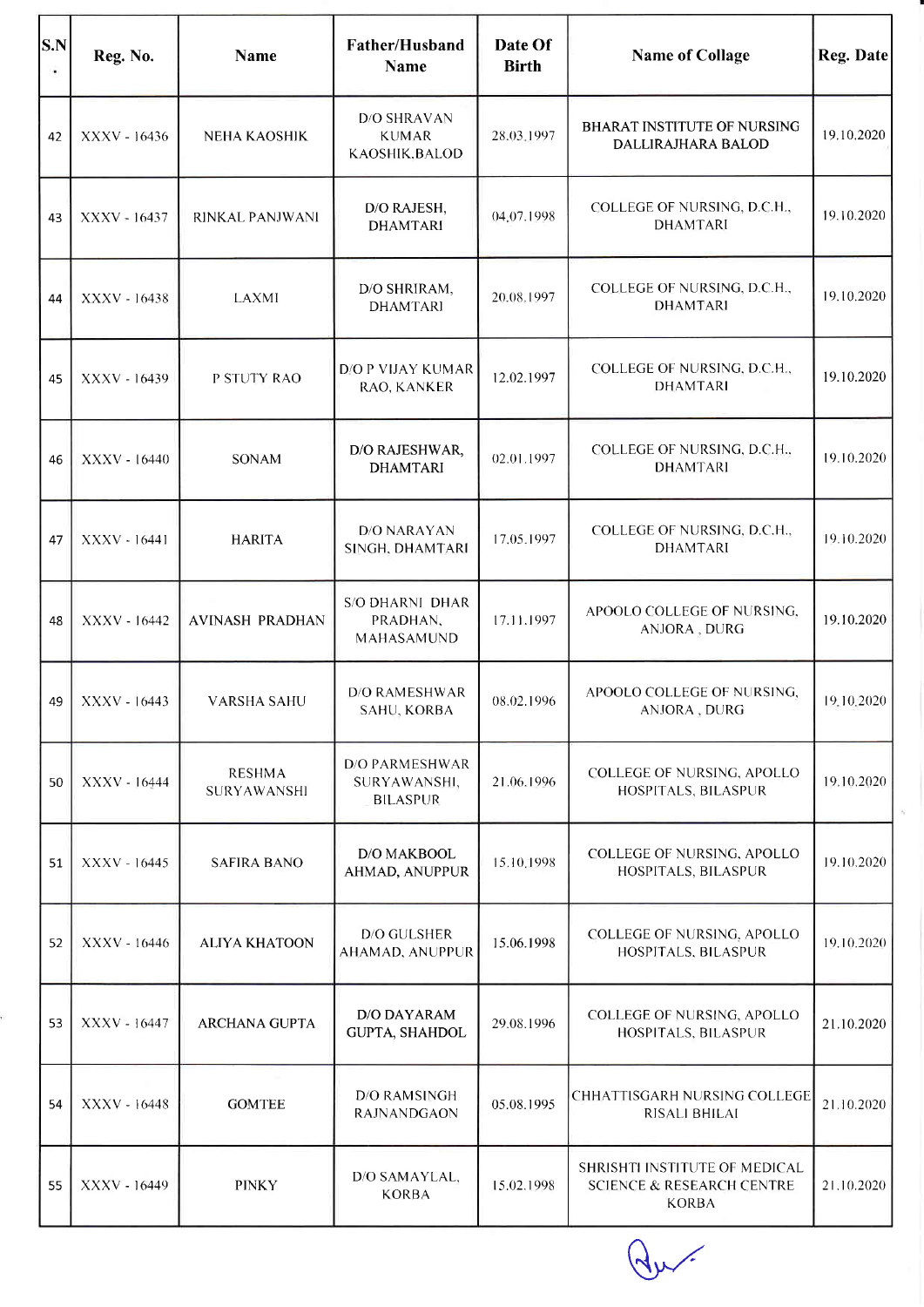| S.N. | Reg. No. | Name | Father/Husband Name | Date Of Birth | Name of Collage | Reg. Date |
|---|---|---|---|---|---|---|
| 42 | XXXV - 16436 | NEHA KAOSHIK | D/O SHRAVAN KUMAR KAOSHIK,BALOD | 28.03.1997 | BHARAT INSTITUTE OF NURSING DALLIRAJHARA BALOD | 19.10.2020 |
| 43 | XXXV - 16437 | RINKAL PANJWANI | D/O RAJESH, DHAMTARI | 04.07.1998 | COLLEGE OF NURSING, D.C.H., DHAMTARI | 19.10.2020 |
| 44 | XXXV - 16438 | LAXMI | D/O SHRIRAM, DHAMTARI | 20.08.1997 | COLLEGE OF NURSING, D.C.H., DHAMTARI | 19.10.2020 |
| 45 | XXXV - 16439 | P STUTY RAO | D/O P VIJAY KUMAR RAO, KANKER | 12.02.1997 | COLLEGE OF NURSING, D.C.H., DHAMTARI | 19.10.2020 |
| 46 | XXXV - 16440 | SONAM | D/O RAJESHWAR, DHAMTARI | 02.01.1997 | COLLEGE OF NURSING, D.C.H., DHAMTARI | 19.10.2020 |
| 47 | XXXV - 16441 | HARITA | D/O NARAYAN SINGH, DHAMTARI | 17.05.1997 | COLLEGE OF NURSING, D.C.H., DHAMTARI | 19.10.2020 |
| 48 | XXXV - 16442 | AVINASH PRADHAN | S/O DHARNI DHAR PRADHAN, MAHASAMUND | 17.11.1997 | APOOLO COLLEGE OF NURSING, ANJORA , DURG | 19.10.2020 |
| 49 | XXXV - 16443 | VARSHA SAHU | D/O RAMESHWAR SAHU, KORBA | 08.02.1996 | APOOLO COLLEGE OF NURSING, ANJORA , DURG | 19.10.2020 |
| 50 | XXXV - 16444 | RESHMA SURYAWANSHI | D/O PARMESHWAR SURYAWANSHI, BILASPUR | 21.06.1996 | COLLEGE OF NURSING, APOLLO HOSPITALS, BILASPUR | 19.10.2020 |
| 51 | XXXV - 16445 | SAFIRA BANO | D/O MAKBOOL AHMAD, ANUPPUR | 15.10.1998 | COLLEGE OF NURSING, APOLLO HOSPITALS, BILASPUR | 19.10.2020 |
| 52 | XXXV - 16446 | ALIYA KHATOON | D/O GULSHER AHAMAD, ANUPPUR | 15.06.1998 | COLLEGE OF NURSING, APOLLO HOSPITALS, BILASPUR | 19.10.2020 |
| 53 | XXXV - 16447 | ARCHANA GUPTA | D/O DAYARAM GUPTA, SHAHDOL | 29.08.1996 | COLLEGE OF NURSING, APOLLO HOSPITALS, BILASPUR | 21.10.2020 |
| 54 | XXXV - 16448 | GOMTEE | D/O RAMSINGH RAJNANDGAON | 05.08.1995 | CHHATTISGARH NURSING COLLEGE RISALI BHILAI | 21.10.2020 |
| 55 | XXXV - 16449 | PINKY | D/O SAMAYLAL, KORBA | 15.02.1998 | SHRISHTI INSTITUTE OF MEDICAL SCIENCE & RESEARCH CENTRE KORBA | 21.10.2020 |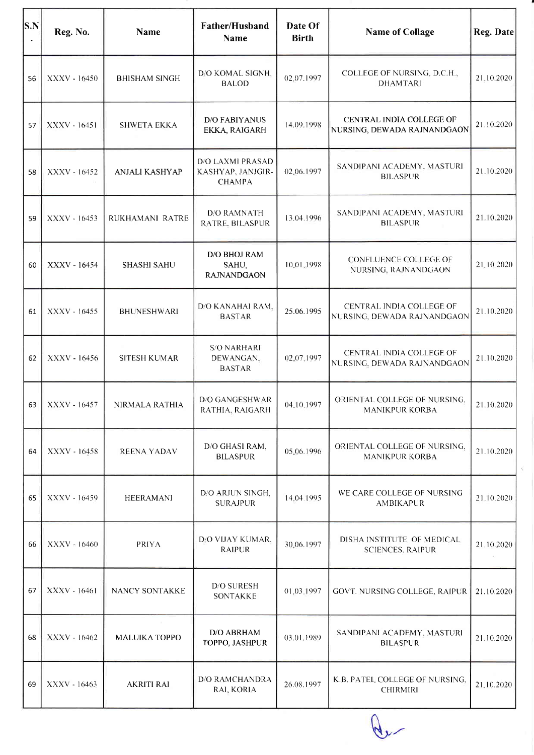| S.N. | Reg. No. | Name | Father/Husband Name | Date Of Birth | Name of Collage | Reg. Date |
|---|---|---|---|---|---|---|
| 56 | XXXV - 16450 | BHISHAM SINGH | D/O KOMAL SIGNH, BALOD | 02.07.1997 | COLLEGE OF NURSING, D.C.H., DHAMTARI | 21.10.2020 |
| 57 | XXXV - 16451 | SHWETA EKKA | D/O FABIYANUS EKKA, RAIGARH | 14.09.1998 | CENTRAL INDIA COLLEGE OF NURSING, DEWADA RAJNANDGAON | 21.10.2020 |
| 58 | XXXV - 16452 | ANJALI KASHYAP | D/O LAXMI PRASAD KASHYAP, JANJGIR-CHAMPA | 02.06.1997 | SANDIPANI ACADEMY, MASTURI BILASPUR | 21.10.2020 |
| 59 | XXXV - 16453 | RUKHAMANI RATRE | D/O RAMNATH RATRE, BILASPUR | 13.04.1996 | SANDIPANI ACADEMY, MASTURI BILASPUR | 21.10.2020 |
| 60 | XXXV - 16454 | SHASHI SAHU | D/O BHOJ RAM SAHU, RAJNANDGAON | 10.01.1998 | CONFLUENCE COLLEGE OF NURSING, RAJNANDGAON | 21.10.2020 |
| 61 | XXXV - 16455 | BHUNESHWARI | D/O KANAHAI RAM, BASTAR | 25.06.1995 | CENTRAL INDIA COLLEGE OF NURSING, DEWADA RAJNANDGAON | 21.10.2020 |
| 62 | XXXV - 16456 | SITESH KUMAR | S/O NARHARI DEWANGAN, BASTAR | 02.07.1997 | CENTRAL INDIA COLLEGE OF NURSING, DEWADA RAJNANDGAON | 21.10.2020 |
| 63 | XXXV - 16457 | NIRMALA RATHIA | D/O GANGESHWAR RATHIA, RAIGARH | 04.10.1997 | ORIENTAL COLLEGE OF NURSING, MANIKPUR KORBA | 21.10.2020 |
| 64 | XXXV - 16458 | REENA YADAV | D/O GHASI RAM, BILASPUR | 05.06.1996 | ORIENTAL COLLEGE OF NURSING, MANIKPUR KORBA | 21.10.2020 |
| 65 | XXXV - 16459 | HEERAMANI | D/O ARJUN SINGH, SURAJPUR | 14.04.1995 | WE CARE COLLEGE OF NURSING AMBIKAPUR | 21.10.2020 |
| 66 | XXXV - 16460 | PRIYA | D/O VIJAY KUMAR, RAIPUR | 30.06.1997 | DISHA INSTITUTE OF MEDICAL SCIENCES, RAIPUR | 21.10.2020 |
| 67 | XXXV - 16461 | NANCY SONTAKKE | D/O SURESH SONTAKKE | 01.03.1997 | GOVT. NURSING COLLEGE, RAIPUR | 21.10.2020 |
| 68 | XXXV - 16462 | MALUIKA TOPPO | D/O ABRHAM TOPPO, JASHPUR | 03.01.1989 | SANDIPANI ACADEMY, MASTURI BILASPUR | 21.10.2020 |
| 69 | XXXV - 16463 | AKRITI RAI | D/O RAMCHANDRA RAI, KORIA | 26.08.1997 | K.B. PATEL COLLEGE OF NURSING, CHIRMIRI | 21.10.2020 |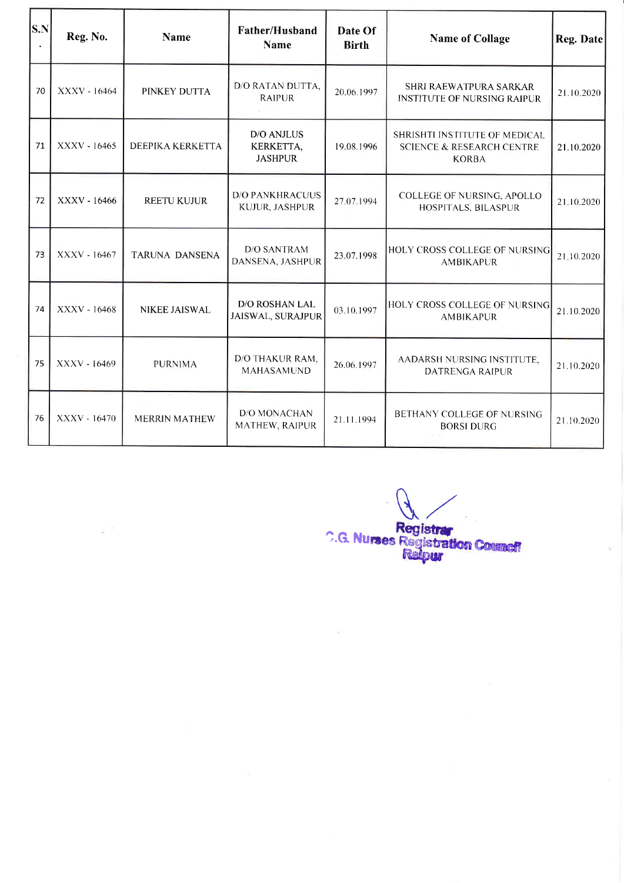| S.N. | Reg. No. | Name | Father/Husband Name | Date Of Birth | Name of Collage | Reg. Date |
|---|---|---|---|---|---|---|
| 70 | XXXV - 16464 | PINKEY DUTTA | D/O RATAN DUTTA, RAIPUR | 20.06.1997 | SHRI RAEWATPURA SARKAR INSTITUTE OF NURSING RAIPUR | 21.10.2020 |
| 71 | XXXV - 16465 | DEEPIKA KERKETTA | D/O ANJLUS KERKETTA, JASHPUR | 19.08.1996 | SHRISHTI INSTITUTE OF MEDICAL SCIENCE & RESEARCH CENTRE KORBA | 21.10.2020 |
| 72 | XXXV - 16466 | REETU KUJUR | D/O PANKHRACUUS KUJUR, JASHPUR | 27.07.1994 | COLLEGE OF NURSING, APOLLO HOSPITALS, BILASPUR | 21.10.2020 |
| 73 | XXXV - 16467 | TARUNA DANSENA | D/O SANTRAM DANSENA, JASHPUR | 23.07.1998 | HOLY CROSS COLLEGE OF NURSING AMBIKAPUR | 21.10.2020 |
| 74 | XXXV - 16468 | NIKEE JAISWAL | D/O ROSHAN LAL JAISWAL, SURAJPUR | 03.10.1997 | HOLY CROSS COLLEGE OF NURSING AMBIKAPUR | 21.10.2020 |
| 75 | XXXV - 16469 | PURNIMA | D/O THAKUR RAM, MAHASAMUND | 26.06.1997 | AADARSH NURSING INSTITUTE, DATRENGA RAIPUR | 21.10.2020 |
| 76 | XXXV - 16470 | MERRIN MATHEW | D/O MONACHAN MATHEW, RAIPUR | 21.11.1994 | BETHANY COLLEGE OF NURSING BORSI DURG | 21.10.2020 |

Registrar
C.G. Nurses Registration Council
Raipur